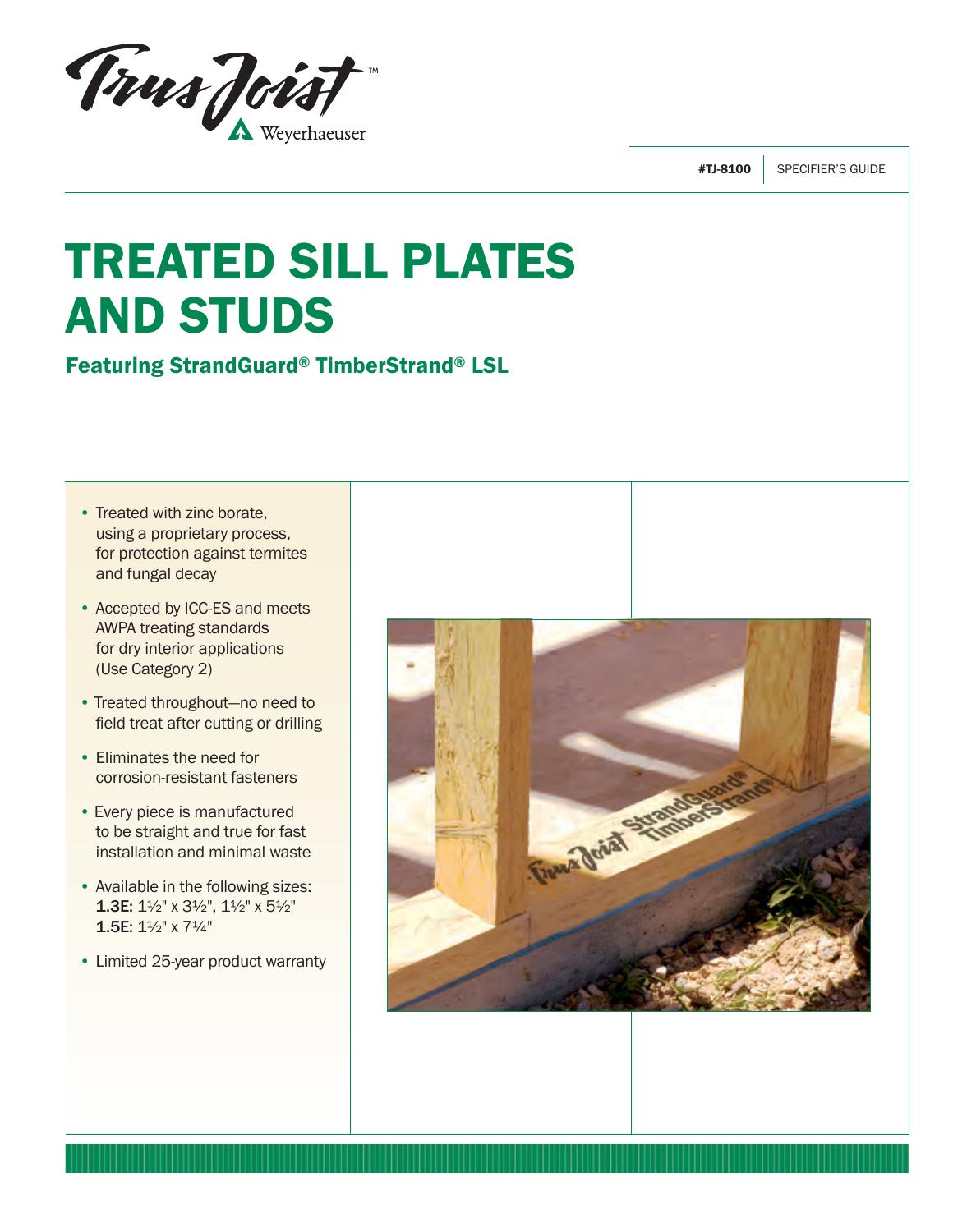#TJ-8100 | SPECIFIER'S GUIDE

# TREATED SILL PLATES AND STUDS

## Featuring StrandGuard® TimberStrand® LSL

- Treated with zinc borate, using a proprietary process, for protection against termites and fungal decay
- Accepted by ICC-ES and meets AWPA treating standards for dry interior applications (Use Category 2)
- Treated throughout—no need to field treat after cutting or drilling
- Eliminates the need for corrosion-resistant fasteners
- Every piece is manufactured to be straight and true for fast installation and minimal waste
- Available in the following sizes:
  **1.3E:** 1½" x 3½", 1½" x 5½"
  **1.5E:** 1½" x 7¼"
- Limited 25-year product warranty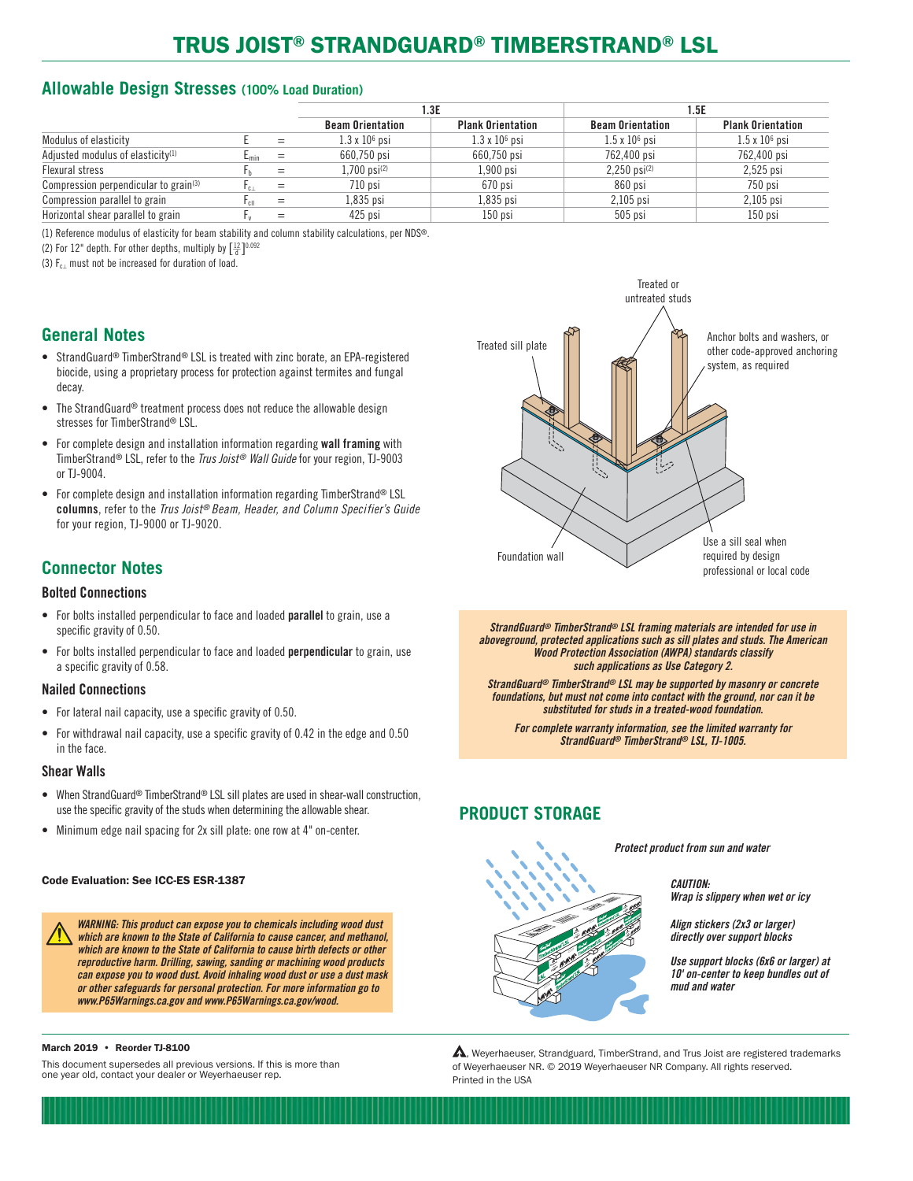# TRUS JOIST® STRANDGUARD® TIMBERSTRAND® LSL

## Allowable Design Stresses (100% Load Duration)

| | | | 1.3E | | 1.5E | |
|---|---|---|---|---|---|---|
| | | | Beam Orientation | Plank Orientation | Beam Orientation | Plank Orientation |
| Modulus of elasticity | $E$ | = | $1.3 \times 10^6$ psi | $1.3 \times 10^6$ psi | $1.5 \times 10^6$ psi | $1.5 \times 10^6$ psi |
| Adjusted modulus of elasticity[1] | $E_{min}$ | = | 660,750 psi | 660,750 psi | 762,400 psi | 762,400 psi |
| Flexural stress | $F_b$ | = | 1,700 psi[2] | 1,900 psi | 2,250 psi[2] | 2,525 psi |
| Compression perpendicular to grain[3] | $F_{c\perp}$ | = | 710 psi | 670 psi | 860 psi | 750 psi |
| Compression parallel to grain | $F_{c\parallel}$ | = | 1,835 psi | 1,835 psi | 2,105 psi | 2,105 psi |
| Horizontal shear parallel to grain | $F_v$ | = | 425 psi | 150 psi | 505 psi | 150 psi |

(1) Reference modulus of elasticity for beam stability and column stability calculations, per NDS®.

(2) For 12" depth. For other depths, multiply by $\left[\frac{12}{d}\right]^{0.092}$

(3) $F_{c\perp}$ must not be increased for duration of load.

## General Notes

- StrandGuard® TimberStrand® LSL is treated with zinc borate, an EPA-registered biocide, using a proprietary process for protection against termites and fungal decay.
- The StrandGuard® treatment process does not reduce the allowable design stresses for TimberStrand® LSL.
- For complete design and installation information regarding **wall framing** with TimberStrand® LSL, refer to the *Trus Joist® Wall Guide* for your region, TJ-9003 or TJ-9004.
- For complete design and installation information regarding TimberStrand® LSL **columns**, refer to the *Trus Joist® Beam, Header, and Column Specifier's Guide* for your region, TJ-9000 or TJ-9020.

## Connector Notes

### Bolted Connections

- For bolts installed perpendicular to face and loaded **parallel** to grain, use a specific gravity of 0.50.
- For bolts installed perpendicular to face and loaded **perpendicular** to grain, use a specific gravity of 0.58.

### Nailed Connections

- For lateral nail capacity, use a specific gravity of 0.50.
- For withdrawal nail capacity, use a specific gravity of 0.42 in the edge and 0.50 in the face.

### Shear Walls

- When StrandGuard® TimberStrand® LSL sill plates are used in shear-wall construction, use the specific gravity of the studs when determining the allowable shear.
- Minimum edge nail spacing for 2x sill plate: one row at 4" on-center.

**Code Evaluation: See ICC-ES ESR-1387**

***WARNING: This product can expose you to chemicals including wood dust which are known to the State of California to cause cancer, and methanol, which are known to the State of California to cause birth defects or other reproductive harm. Drilling, sawing, sanding or machining wood products can expose you to wood dust. Avoid inhaling wood dust or use a dust mask or other safeguards for personal protection. For more information go to www.P65Warnings.ca.gov and www.P65Warnings.ca.gov/wood.***

Treated or untreated studs

Treated sill plate

Anchor bolts and washers, or other code-approved anchoring system, as required

Foundation wall

Use a sill seal when required by design professional or local code

***StrandGuard® TimberStrand® LSL framing materials are intended for use in aboveground, protected applications such as sill plates and studs. The American Wood Protection Association (AWPA) standards classify such applications as Use Category 2.***

***StrandGuard® TimberStrand® LSL may be supported by masonry or concrete foundations, but must not come into contact with the ground, nor can it be substituted for studs in a treated-wood foundation.***

***For complete warranty information, see the limited warranty for StrandGuard® TimberStrand® LSL, TJ-1005.***

## PRODUCT STORAGE

*Protect product from sun and water*

*CAUTION:*
*Wrap is slippery when wet or icy*

*Align stickers (2x3 or larger) directly over support blocks*

*Use support blocks (6x6 or larger) at 10' on-center to keep bundles out of mud and water*

**March 2019 • Reorder TJ-8100**

This document supersedes all previous versions. If this is more than one year old, contact your dealer or Weyerhaeuser rep.

, Weyerhaeuser, Strandguard, TimberStrand, and Trus Joist are registered trademarks of Weyerhaeuser NR. © 2019 Weyerhaeuser NR Company. All rights reserved.
Printed in the USA